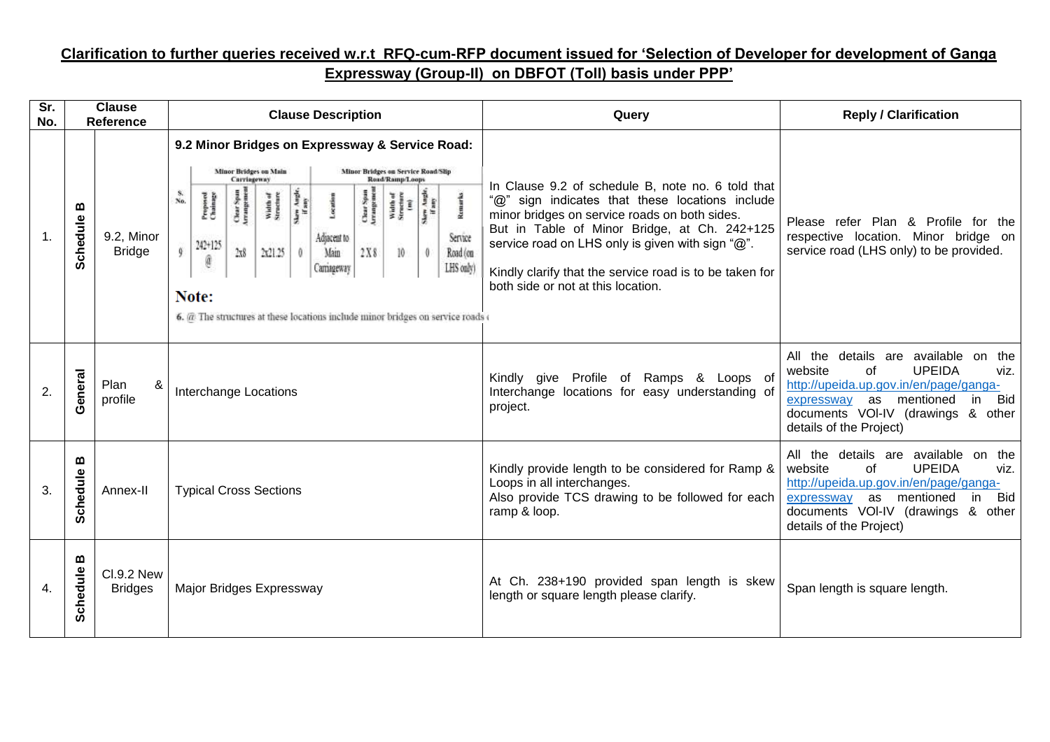# Clarification to further queries received w.r.t RFQ-cum-RFP document issued for 'Selection of Developer for development of Ganga Expressway (Group-II) on DBFOT (Toll) basis under PPP'

| Sr. No. | Clause Reference | | Clause Description | Query | Reply / Clarification |
|---|---|---|---|---|---|
| 1. | Schedule B | 9.2, Minor Bridge | **9.2 Minor Bridges on Expressway & Service Road:**<br><br>Minor Bridges on Main Carriageway / Minor Bridges on Service Road/Slip Road/Ramp/Loops<br>S. No.: 9; Proposed Chainage: 242+125 @; Clear Span Arrangement: 2x8; Width of Structure: 2x21.25; Skew Angle, if any: 0; Location: Adjacent to Main Carriageway; Clear Span Arrangement: 2 X 8; Width of Structure (m): 10; Skew Angle, if any: 0; Remarks: Service Road (on LHS only)<br><br>**Note:**<br>6. @ The structures at these locations include minor bridges on service roads ( | In Clause 9.2 of schedule B, note no. 6 told that "@" sign indicates that these locations include minor bridges on service roads on both sides.<br>But in Table of Minor Bridge, at Ch. 242+125 service road on LHS only is given with sign "@".<br><br>Kindly clarify that the service road is to be taken for both side or not at this location. | Please refer Plan & Profile for the respective location. Minor bridge on service road (LHS only) to be provided. |
| 2. | General | Plan & profile | Interchange Locations | Kindly give Profile of Ramps & Loops of Interchange locations for easy understanding of project. | All the details are available on the website of UPEIDA viz. http://upeida.up.gov.in/en/page/ganga-expressway as mentioned in Bid documents VOl-IV (drawings & other details of the Project) |
| 3. | Schedule B | Annex-II | Typical Cross Sections | Kindly provide length to be considered for Ramp & Loops in all interchanges.<br>Also provide TCS drawing to be followed for each ramp & loop. | All the details are available on the website of UPEIDA viz. http://upeida.up.gov.in/en/page/ganga-expressway as mentioned in Bid documents VOl-IV (drawings & other details of the Project) |
| 4. | Schedule B | Cl.9.2 New Bridges | Major Bridges Expressway | At Ch. 238+190 provided span length is skew length or square length please clarify. | Span length is square length. |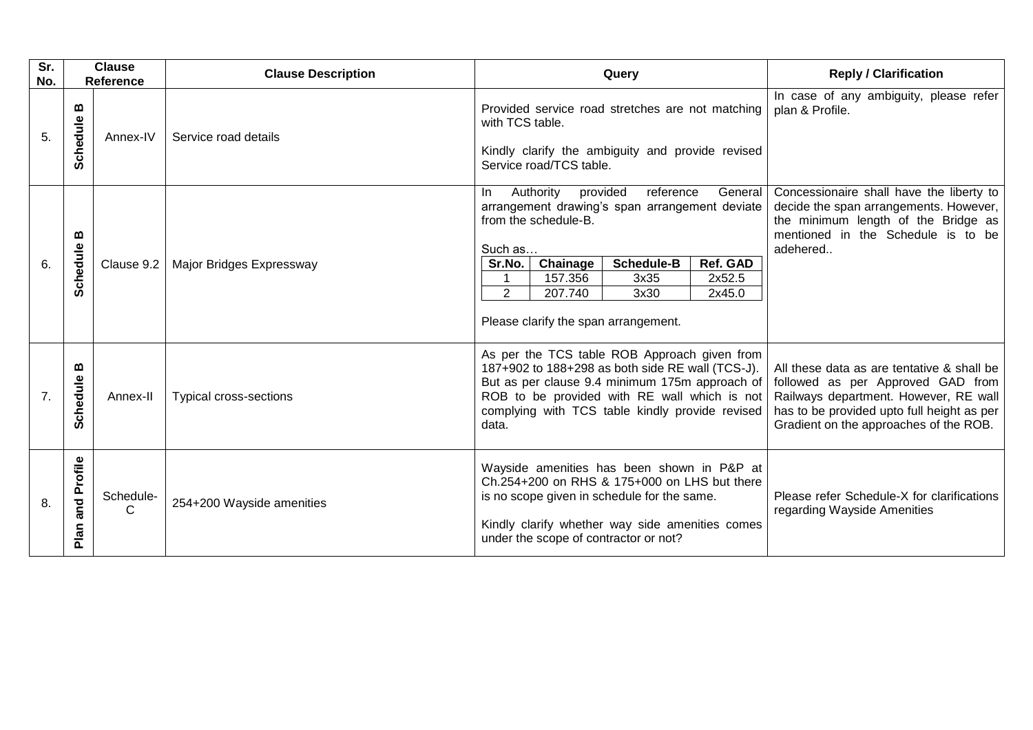| Sr. No. | Clause Reference | | Clause Description | Query | Reply / Clarification |
|---|---|---|---|---|---|
| 5. | Schedule B | Annex-IV | Service road details | Provided service road stretches are not matching with TCS table.<br><br>Kindly clarify the ambiguity and provide revised Service road/TCS table. | In case of any ambiguity, please refer plan & Profile. |
| 6. | Schedule B | Clause 9.2 | Major Bridges Expressway | In Authority provided reference General arrangement drawing's span arrangement deviate from the schedule-B.<br><br>Such as…<br><br>Sr.No. \| Chainage \| Schedule-B \| Ref. GAD<br>1 \| 157.356 \| 3x35 \| 2x52.5<br>2 \| 207.740 \| 3x30 \| 2x45.0<br><br>Please clarify the span arrangement. | Concessionaire shall have the liberty to decide the span arrangements. However, the minimum length of the Bridge as mentioned in the Schedule is to be adehered.. |
| 7. | Schedule B | Annex-II | Typical cross-sections | As per the TCS table ROB Approach given from 187+902 to 188+298 as both side RE wall (TCS-J). But as per clause 9.4 minimum 175m approach of ROB to be provided with RE wall which is not complying with TCS table kindly provide revised data. | All these data as are tentative & shall be followed as per Approved GAD from Railways department. However, RE wall has to be provided upto full height as per Gradient on the approaches of the ROB. |
| 8. | Plan and Profile | Schedule-C | 254+200 Wayside amenities | Wayside amenities has been shown in P&P at Ch.254+200 on RHS & 175+000 on LHS but there is no scope given in schedule for the same.<br><br>Kindly clarify whether way side amenities comes under the scope of contractor or not? | Please refer Schedule-X for clarifications regarding Wayside Amenities |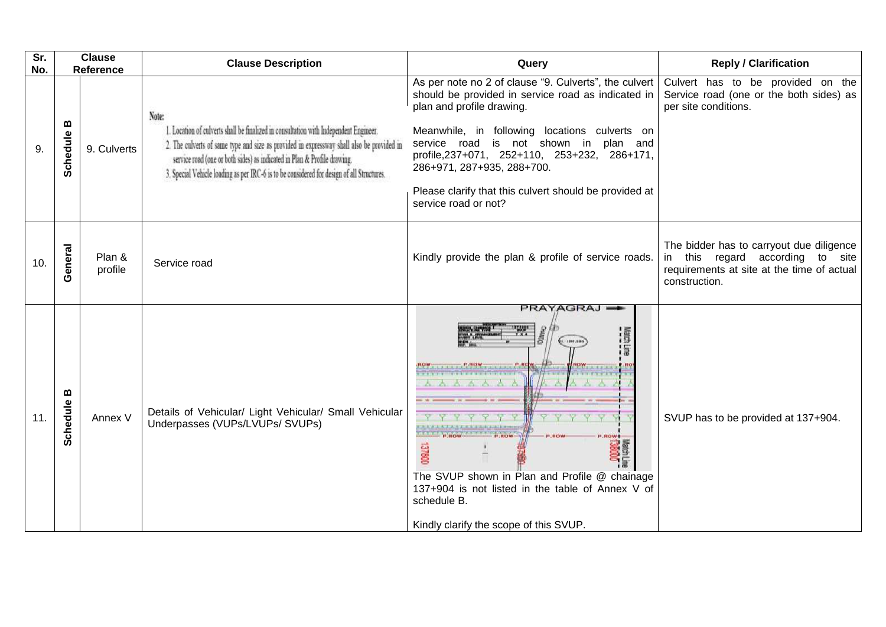| Sr. No. | Clause Reference | | Clause Description | Query | Reply / Clarification |
|---|---|---|---|---|---|
| 9. | Schedule B | 9. Culverts | Note:<br>1. Location of culverts shall be finalized in consultation with Independent Engineer.<br>2. The culverts of same type and size as provided in expressway shall also be provided in service road (one or both sides) as indicated in Plan & Profile drawing.<br>3. Special Vehicle loading as per IRC-6 is to be considered for design of all Structures. | As per note no 2 of clause "9. Culverts", the culvert should be provided in service road as indicated in plan and profile drawing.<br><br>Meanwhile, in following locations culverts on service road is not shown in plan and profile,237+071, 252+110, 253+232, 286+171, 286+971, 287+935, 288+700.<br><br>Please clarify that this culvert should be provided at service road or not? | Culvert has to be provided on the Service road (one or the both sides) as per site conditions. |
| 10. | General | Plan & profile | Service road | Kindly provide the plan & profile of service roads. | The bidder has to carryout due diligence in this regard according to site requirements at site at the time of actual construction. |
| 11. | Schedule B | Annex V | Details of Vehicular/ Light Vehicular/ Small Vehicular Underpasses (VUPs/LVUPs/ SVUPs) | PRAYAGRAJ<br><br>The SVUP shown in Plan and Profile @ chainage 137+904 is not listed in the table of Annex V of schedule B.<br><br>Kindly clarify the scope of this SVUP. | SVUP has to be provided at 137+904. |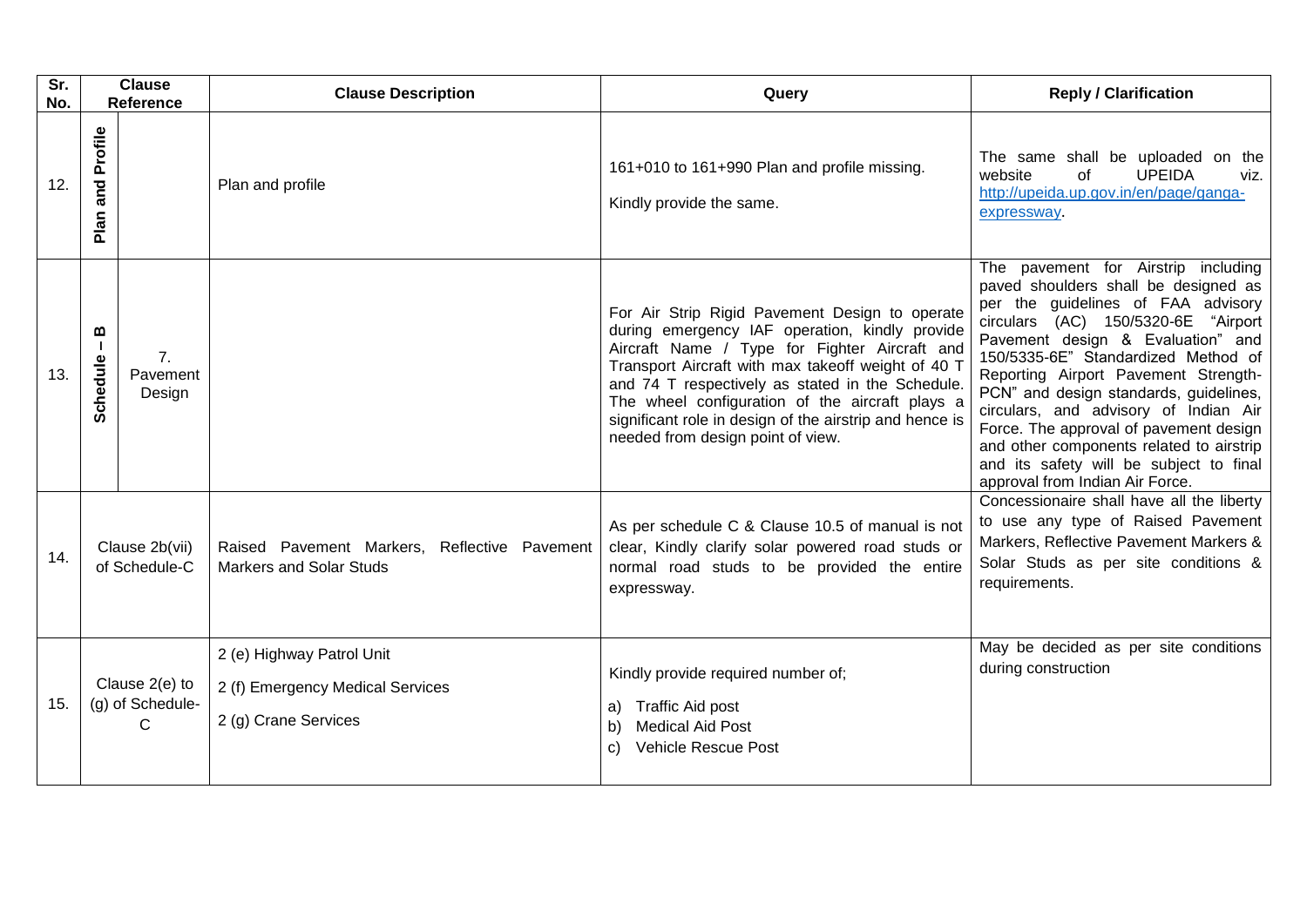| Sr. No. | Clause Reference | | Clause Description | Query | Reply / Clarification |
|---|---|---|---|---|---|
| 12. | Plan and Profile | | Plan and profile | 161+010 to 161+990 Plan and profile missing.<br><br>Kindly provide the same. | The same shall be uploaded on the website of UPEIDA viz. [http://upeida.up.gov.in/en/page/ganga-expressway](http://upeida.up.gov.in/en/page/ganga-expressway). |
| 13. | Schedule – B | 7. Pavement Design | | For Air Strip Rigid Pavement Design to operate during emergency IAF operation, kindly provide Aircraft Name / Type for Fighter Aircraft and Transport Aircraft with max takeoff weight of 40 T and 74 T respectively as stated in the Schedule. The wheel configuration of the aircraft plays a significant role in design of the airstrip and hence is needed from design point of view. | The pavement for Airstrip including paved shoulders shall be designed as per the guidelines of FAA advisory circulars (AC) 150/5320-6E "Airport Pavement design & Evaluation" and 150/5335-6E" Standardized Method of Reporting Airport Pavement Strength-PCN" and design standards, guidelines, circulars, and advisory of Indian Air Force. The approval of pavement design and other components related to airstrip and its safety will be subject to final approval from Indian Air Force. |
| 14. | Clause 2b(vii) of Schedule-C | | Raised Pavement Markers, Reflective Pavement Markers and Solar Studs | As per schedule C & Clause 10.5 of manual is not clear, Kindly clarify solar powered road studs or normal road studs to be provided the entire expressway. | Concessionaire shall have all the liberty to use any type of Raised Pavement Markers, Reflective Pavement Markers & Solar Studs as per site conditions & requirements. |
| 15. | Clause 2(e) to (g) of Schedule-C | | 2 (e) Highway Patrol Unit<br><br>2 (f) Emergency Medical Services<br><br>2 (g) Crane Services | Kindly provide required number of;<br><br>a) Traffic Aid post<br>b) Medical Aid Post<br>c) Vehicle Rescue Post | May be decided as per site conditions during construction |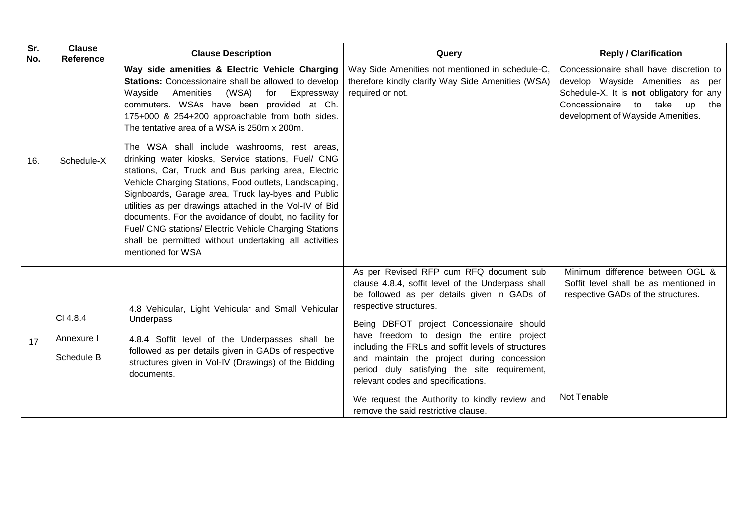| Sr. No. | Clause Reference | Clause Description | Query | Reply / Clarification |
| --- | --- | --- | --- | --- |
| 16. | Schedule-X | **Way side amenities & Electric Vehicle Charging Stations:** Concessionaire shall be allowed to develop Wayside Amenities (WSA) for Expressway commuters. WSAs have been provided at Ch. 175+000 & 254+200 approachable from both sides. The tentative area of a WSA is 250m x 200m.<br><br>The WSA shall include washrooms, rest areas, drinking water kiosks, Service stations, Fuel/ CNG stations, Car, Truck and Bus parking area, Electric Vehicle Charging Stations, Food outlets, Landscaping, Signboards, Garage area, Truck lay-byes and Public utilities as per drawings attached in the Vol-IV of Bid documents. For the avoidance of doubt, no facility for Fuel/ CNG stations/ Electric Vehicle Charging Stations shall be permitted without undertaking all activities mentioned for WSA | Way Side Amenities not mentioned in schedule-C, therefore kindly clarify Way Side Amenities (WSA) required or not. | Concessionaire shall have discretion to develop Wayside Amenities as per Schedule-X. It is **not** obligatory for any Concessionaire to take up the development of Wayside Amenities. |
| 17 | Cl 4.8.4<br><br>Annexure I<br><br>Schedule B | 4.8 Vehicular, Light Vehicular and Small Vehicular Underpass<br><br>4.8.4 Soffit level of the Underpasses shall be followed as per details given in GADs of respective structures given in Vol-IV (Drawings) of the Bidding documents. | As per Revised RFP cum RFQ document sub clause 4.8.4, soffit level of the Underpass shall be followed as per details given in GADs of respective structures.<br><br>Being DBFOT project Concessionaire should have freedom to design the entire project including the FRLs and soffit levels of structures and maintain the project during concession period duly satisfying the site requirement, relevant codes and specifications.<br><br>We request the Authority to kindly review and remove the said restrictive clause. | Minimum difference between OGL & Soffit level shall be as mentioned in respective GADs of the structures.<br><br>Not Tenable |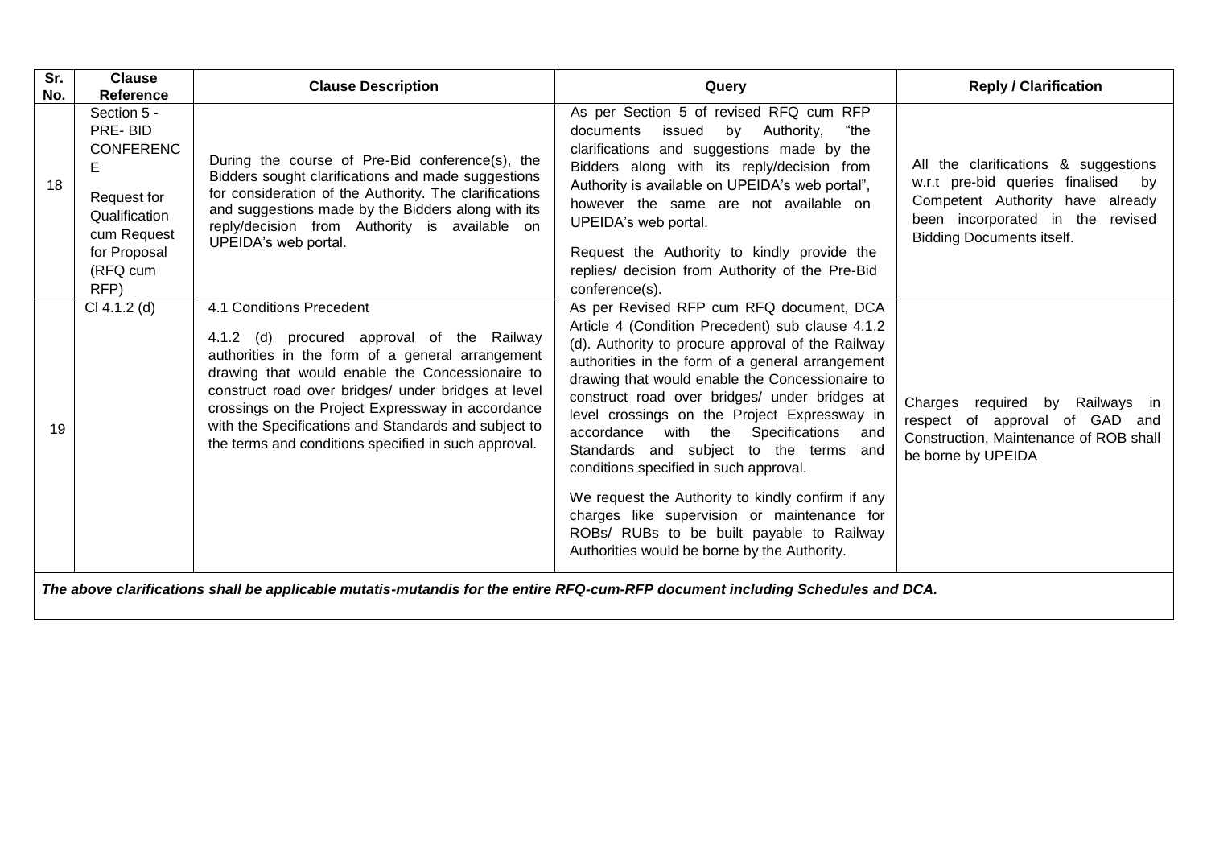| Sr. No. | Clause Reference | Clause Description | Query | Reply / Clarification |
|---|---|---|---|---|
| 18 | Section 5 - PRE- BID CONFERENCE Request for Qualification cum Request for Proposal (RFQ cum RFP) | During the course of Pre-Bid conference(s), the Bidders sought clarifications and made suggestions for consideration of the Authority. The clarifications and suggestions made by the Bidders along with its reply/decision from Authority is available on UPEIDA's web portal. | As per Section 5 of revised RFQ cum RFP documents issued by Authority, "the clarifications and suggestions made by the Bidders along with its reply/decision from Authority is available on UPEIDA's web portal", however the same are not available on UPEIDA's web portal.<br><br>Request the Authority to kindly provide the replies/ decision from Authority of the Pre-Bid conference(s). | All the clarifications & suggestions w.r.t pre-bid queries finalised by Competent Authority have already been incorporated in the revised Bidding Documents itself. |
| 19 | Cl 4.1.2 (d) | 4.1 Conditions Precedent<br><br>4.1.2 (d) procured approval of the Railway authorities in the form of a general arrangement drawing that would enable the Concessionaire to construct road over bridges/ under bridges at level crossings on the Project Expressway in accordance with the Specifications and Standards and subject to the terms and conditions specified in such approval. | As per Revised RFP cum RFQ document, DCA Article 4 (Condition Precedent) sub clause 4.1.2 (d). Authority to procure approval of the Railway authorities in the form of a general arrangement drawing that would enable the Concessionaire to construct road over bridges/ under bridges at level crossings on the Project Expressway in accordance with the Specifications and Standards and subject to the terms and conditions specified in such approval.<br><br>We request the Authority to kindly confirm if any charges like supervision or maintenance for ROBs/ RUBs to be built payable to Railway Authorities would be borne by the Authority. | Charges required by Railways in respect of approval of GAD and Construction, Maintenance of ROB shall be borne by UPEIDA |

***The above clarifications shall be applicable mutatis-mutandis for the entire RFQ-cum-RFP document including Schedules and DCA.***